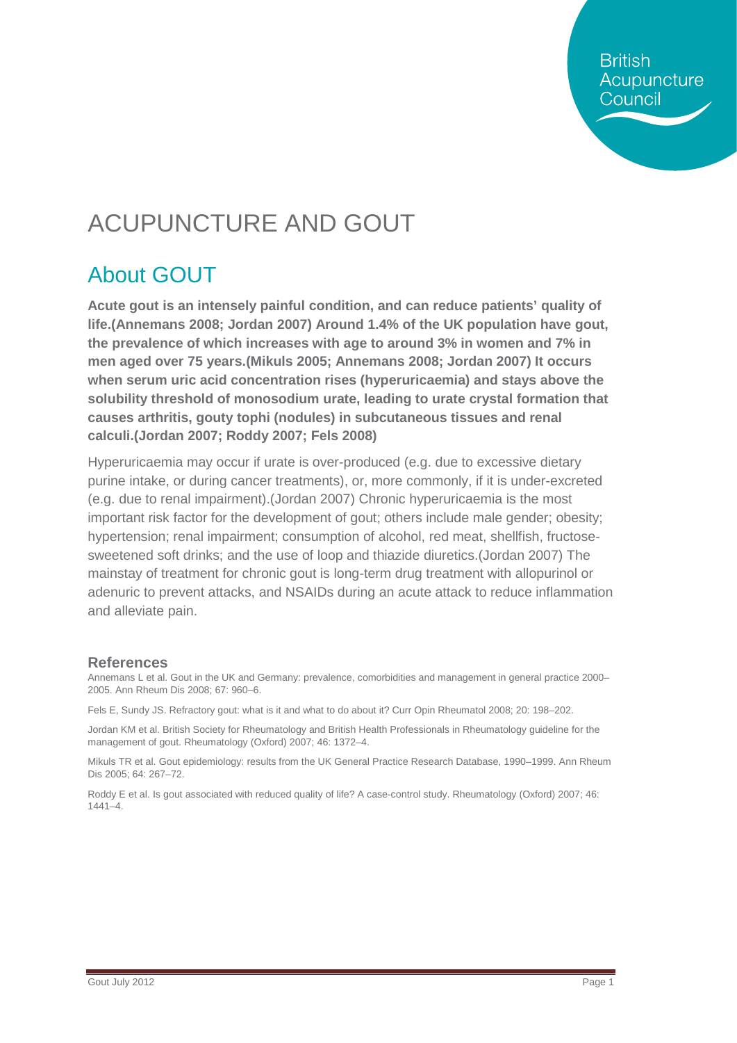British Acupuncture Council

# ACUPUNCTURE AND GOUT

## About GOUT

**Acute gout is an intensely painful condition, and can reduce patients' quality of life.(Annemans 2008; Jordan 2007) Around 1.4% of the UK population have gout, the prevalence of which increases with age to around 3% in women and 7% in men aged over 75 years.(Mikuls 2005; Annemans 2008; Jordan 2007) It occurs when serum uric acid concentration rises (hyperuricaemia) and stays above the solubility threshold of monosodium urate, leading to urate crystal formation that causes arthritis, gouty tophi (nodules) in subcutaneous tissues and renal calculi.(Jordan 2007; Roddy 2007; Fels 2008)**

Hyperuricaemia may occur if urate is over-produced (e.g. due to excessive dietary purine intake, or during cancer treatments), or, more commonly, if it is under-excreted (e.g. due to renal impairment).(Jordan 2007) Chronic hyperuricaemia is the most important risk factor for the development of gout; others include male gender; obesity; hypertension; renal impairment; consumption of alcohol, red meat, shellfish, fructose-sweetened soft drinks; and the use of loop and thiazide diuretics.(Jordan 2007) The mainstay of treatment for chronic gout is long-term drug treatment with allopurinol or adenuric to prevent attacks, and NSAIDs during an acute attack to reduce inflammation and alleviate pain.

### References

Annemans L et al. Gout in the UK and Germany: prevalence, comorbidities and management in general practice 2000–2005. Ann Rheum Dis 2008; 67: 960–6.

Fels E, Sundy JS. Refractory gout: what is it and what to do about it? Curr Opin Rheumatol 2008; 20: 198–202.

Jordan KM et al. British Society for Rheumatology and British Health Professionals in Rheumatology guideline for the management of gout. Rheumatology (Oxford) 2007; 46: 1372–4.

Mikuls TR et al. Gout epidemiology: results from the UK General Practice Research Database, 1990–1999. Ann Rheum Dis 2005; 64: 267–72.

Roddy E et al. Is gout associated with reduced quality of life? A case-control study. Rheumatology (Oxford) 2007; 46: 1441–4.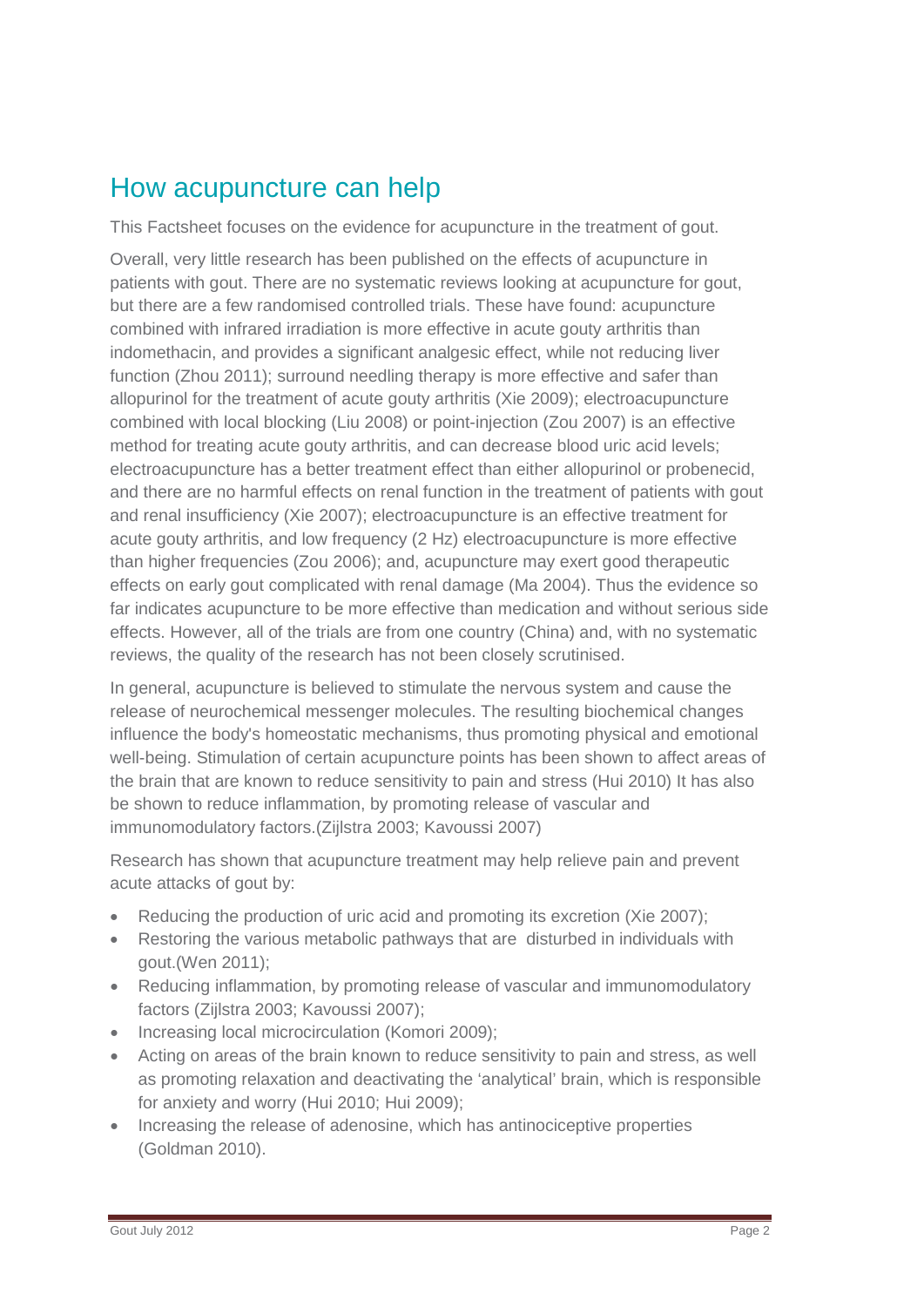## How acupuncture can help

This Factsheet focuses on the evidence for acupuncture in the treatment of gout.

Overall, very little research has been published on the effects of acupuncture in patients with gout. There are no systematic reviews looking at acupuncture for gout, but there are a few randomised controlled trials. These have found: acupuncture combined with infrared irradiation is more effective in acute gouty arthritis than indomethacin, and provides a significant analgesic effect, while not reducing liver function (Zhou 2011); surround needling therapy is more effective and safer than allopurinol for the treatment of acute gouty arthritis (Xie 2009); electroacupuncture combined with local blocking (Liu 2008) or point-injection (Zou 2007) is an effective method for treating acute gouty arthritis, and can decrease blood uric acid levels; electroacupuncture has a better treatment effect than either allopurinol or probenecid, and there are no harmful effects on renal function in the treatment of patients with gout and renal insufficiency (Xie 2007); electroacupuncture is an effective treatment for acute gouty arthritis, and low frequency (2 Hz) electroacupuncture is more effective than higher frequencies (Zou 2006); and, acupuncture may exert good therapeutic effects on early gout complicated with renal damage (Ma 2004). Thus the evidence so far indicates acupuncture to be more effective than medication and without serious side effects. However, all of the trials are from one country (China) and, with no systematic reviews, the quality of the research has not been closely scrutinised.

In general, acupuncture is believed to stimulate the nervous system and cause the release of neurochemical messenger molecules. The resulting biochemical changes influence the body's homeostatic mechanisms, thus promoting physical and emotional well-being. Stimulation of certain acupuncture points has been shown to affect areas of the brain that are known to reduce sensitivity to pain and stress (Hui 2010) It has also be shown to reduce inflammation, by promoting release of vascular and immunomodulatory factors.(Zijlstra 2003; Kavoussi 2007)

Research has shown that acupuncture treatment may help relieve pain and prevent acute attacks of gout by:

- Reducing the production of uric acid and promoting its excretion (Xie 2007);
- Restoring the various metabolic pathways that are disturbed in individuals with gout.(Wen 2011);
- Reducing inflammation, by promoting release of vascular and immunomodulatory factors (Zijlstra 2003; Kavoussi 2007);
- Increasing local microcirculation (Komori 2009);
- Acting on areas of the brain known to reduce sensitivity to pain and stress, as well as promoting relaxation and deactivating the 'analytical' brain, which is responsible for anxiety and worry (Hui 2010; Hui 2009);
- Increasing the release of adenosine, which has antinociceptive properties (Goldman 2010).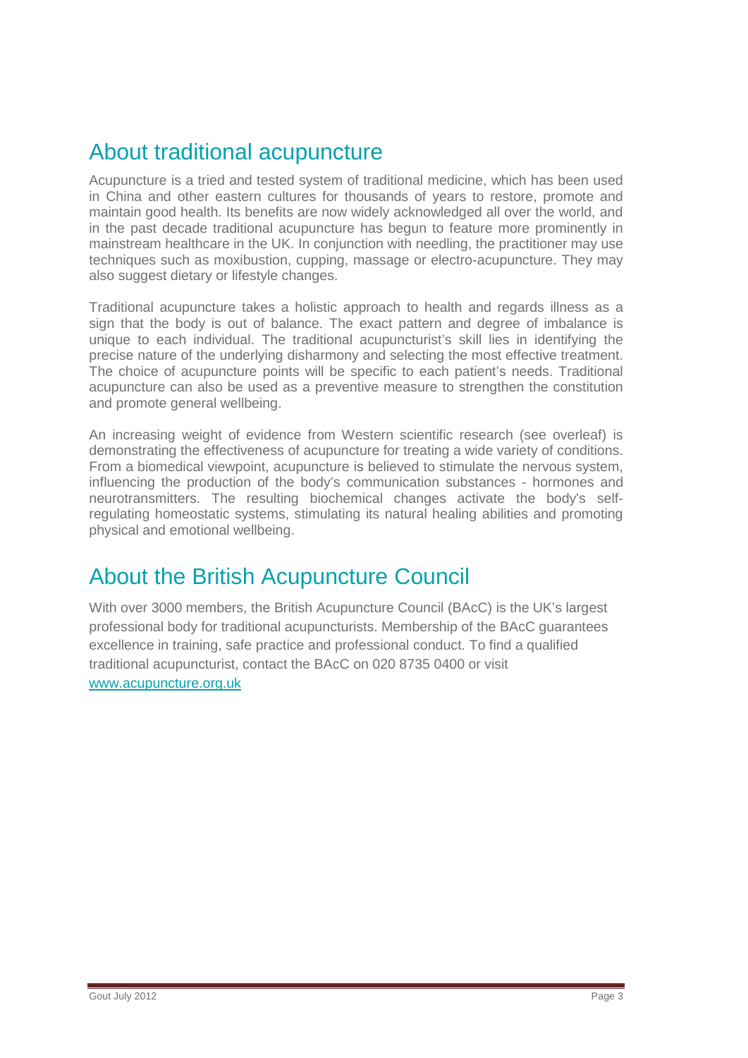## About traditional acupuncture

Acupuncture is a tried and tested system of traditional medicine, which has been used in China and other eastern cultures for thousands of years to restore, promote and maintain good health. Its benefits are now widely acknowledged all over the world, and in the past decade traditional acupuncture has begun to feature more prominently in mainstream healthcare in the UK. In conjunction with needling, the practitioner may use techniques such as moxibustion, cupping, massage or electro-acupuncture. They may also suggest dietary or lifestyle changes.

Traditional acupuncture takes a holistic approach to health and regards illness as a sign that the body is out of balance. The exact pattern and degree of imbalance is unique to each individual. The traditional acupuncturist's skill lies in identifying the precise nature of the underlying disharmony and selecting the most effective treatment. The choice of acupuncture points will be specific to each patient's needs. Traditional acupuncture can also be used as a preventive measure to strengthen the constitution and promote general wellbeing.

An increasing weight of evidence from Western scientific research (see overleaf) is demonstrating the effectiveness of acupuncture for treating a wide variety of conditions. From a biomedical viewpoint, acupuncture is believed to stimulate the nervous system, influencing the production of the body's communication substances - hormones and neurotransmitters. The resulting biochemical changes activate the body's self-regulating homeostatic systems, stimulating its natural healing abilities and promoting physical and emotional wellbeing.

## About the British Acupuncture Council

With over 3000 members, the British Acupuncture Council (BAcC) is the UK's largest professional body for traditional acupuncturists. Membership of the BAcC guarantees excellence in training, safe practice and professional conduct. To find a qualified traditional acupuncturist, contact the BAcC on 020 8735 0400 or visit [www.acupuncture.org.uk](http://www.acupuncture.org.uk)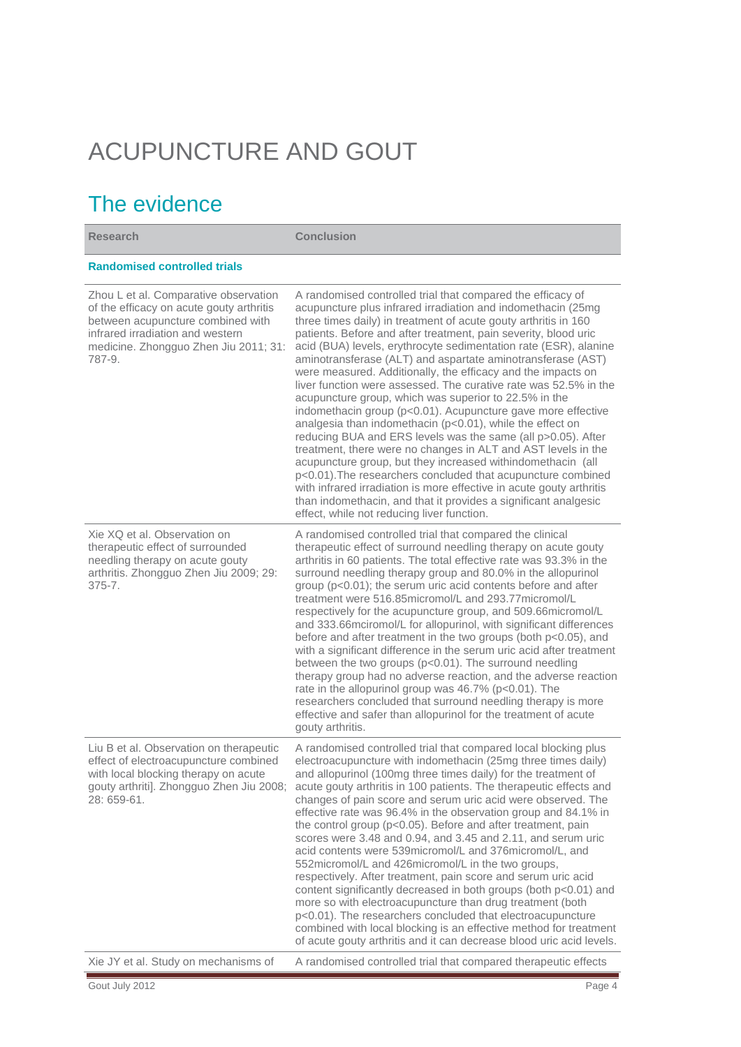# ACUPUNCTURE AND GOUT

## The evidence

| Research | Conclusion |
|---|---|
| **Randomised controlled trials** | |
| Zhou L et al. Comparative observation of the efficacy on acute gouty arthritis between acupuncture combined with infrared irradiation and western medicine. Zhongguo Zhen Jiu 2011; 31: 787-9. | A randomised controlled trial that compared the efficacy of acupuncture plus infrared irradiation and indomethacin (25mg three times daily) in treatment of acute gouty arthritis in 160 patients. Before and after treatment, pain severity, blood uric acid (BUA) levels, erythrocyte sedimentation rate (ESR), alanine aminotransferase (ALT) and aspartate aminotransferase (AST) were measured. Additionally, the efficacy and the impacts on liver function were assessed. The curative rate was 52.5% in the acupuncture group, which was superior to 22.5% in the indomethacin group ($p<0.01$). Acupuncture gave more effective analgesia than indomethacin ($p<0.01$), while the effect on reducing BUA and ERS levels was the same (all $p>0.05$). After treatment, there were no changes in ALT and AST levels in the acupuncture group, but they increased withindomethacin (all $p<0.01$).The researchers concluded that acupuncture combined with infrared irradiation is more effective in acute gouty arthritis than indomethacin, and that it provides a significant analgesic effect, while not reducing liver function. |
| Xie XQ et al. Observation on therapeutic effect of surrounded needling therapy on acute gouty arthritis. Zhongguo Zhen Jiu 2009; 29: 375-7. | A randomised controlled trial that compared the clinical therapeutic effect of surround needling therapy on acute gouty arthritis in 60 patients. The total effective rate was 93.3% in the surround needling therapy group and 80.0% in the allopurinol group ($p<0.01$); the serum uric acid contents before and after treatment were 516.85micromol/L and 293.77micromol/L respectively for the acupuncture group, and 509.66micromol/L and 333.66mciromol/L for allopurinol, with significant differences before and after treatment in the two groups (both $p<0.05$), and with a significant difference in the serum uric acid after treatment between the two groups ($p<0.01$). The surround needling therapy group had no adverse reaction, and the adverse reaction rate in the allopurinol group was 46.7% ($p<0.01$). The researchers concluded that surround needling therapy is more effective and safer than allopurinol for the treatment of acute gouty arthritis. |
| Liu B et al. Observation on therapeutic effect of electroacupuncture combined with local blocking therapy on acute gouty arthriti]. Zhongguo Zhen Jiu 2008; 28: 659-61. | A randomised controlled trial that compared local blocking plus electroacupuncture with indomethacin (25mg three times daily) and allopurinol (100mg three times daily) for the treatment of acute gouty arthritis in 100 patients. The therapeutic effects and changes of pain score and serum uric acid were observed. The effective rate was 96.4% in the observation group and 84.1% in the control group ($p<0.05$). Before and after treatment, pain scores were 3.48 and 0.94, and 3.45 and 2.11, and serum uric acid contents were 539micromol/L and 376micromol/L, and 552micromol/L and 426micromol/L in the two groups, respectively. After treatment, pain score and serum uric acid content significantly decreased in both groups (both $p<0.01$) and more so with electroacupuncture than drug treatment (both $p<0.01$). The researchers concluded that electroacupuncture combined with local blocking is an effective method for treatment of acute gouty arthritis and it can decrease blood uric acid levels. |
| Xie JY et al. Study on mechanisms of | A randomised controlled trial that compared therapeutic effects |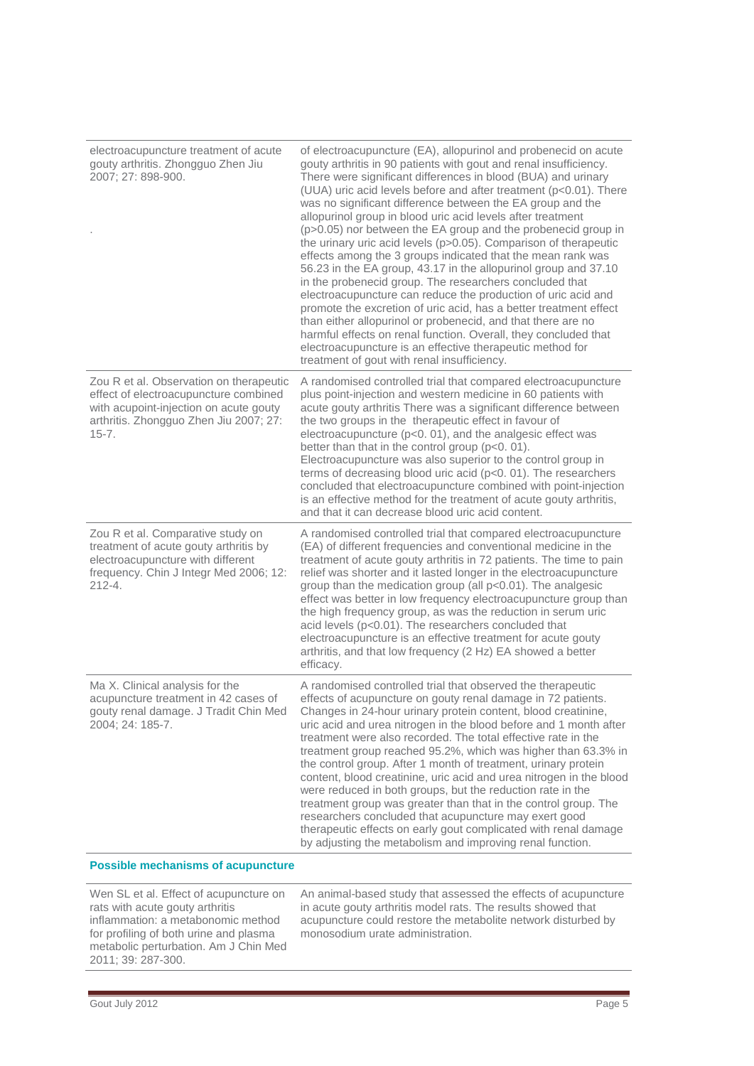| | |
|---|---|
| electroacupuncture treatment of acute gouty arthritis. Zhongguo Zhen Jiu 2007; 27: 898-900. . | of electroacupuncture (EA), allopurinol and probenecid on acute gouty arthritis in 90 patients with gout and renal insufficiency. There were significant differences in blood (BUA) and urinary (UUA) uric acid levels before and after treatment ($p<0.01$). There was no significant difference between the EA group and the allopurinol group in blood uric acid levels after treatment ($p>0.05$) nor between the EA group and the probenecid group in the urinary uric acid levels ($p>0.05$). Comparison of therapeutic effects among the 3 groups indicated that the mean rank was 56.23 in the EA group, 43.17 in the allopurinol group and 37.10 in the probenecid group. The researchers concluded that electroacupuncture can reduce the production of uric acid and promote the excretion of uric acid, has a better treatment effect than either allopurinol or probenecid, and that there are no harmful effects on renal function. Overall, they concluded that electroacupuncture is an effective therapeutic method for treatment of gout with renal insufficiency. |
| Zou R et al. Observation on therapeutic effect of electroacupuncture combined with acupoint-injection on acute gouty arthritis. Zhongguo Zhen Jiu 2007; 27: 15-7. | A randomised controlled trial that compared electroacupuncture plus point-injection and western medicine in 60 patients with acute gouty arthritis There was a significant difference between the two groups in the therapeutic effect in favour of electroacupuncture ($p<0.01$), and the analgesic effect was better than that in the control group ($p<0.01$). Electroacupuncture was also superior to the control group in terms of decreasing blood uric acid ($p<0.01$). The researchers concluded that electroacupuncture combined with point-injection is an effective method for the treatment of acute gouty arthritis, and that it can decrease blood uric acid content. |
| Zou R et al. Comparative study on treatment of acute gouty arthritis by electroacupuncture with different frequency. Chin J Integr Med 2006; 12: 212-4. | A randomised controlled trial that compared electroacupuncture (EA) of different frequencies and conventional medicine in the treatment of acute gouty arthritis in 72 patients. The time to pain relief was shorter and it lasted longer in the electroacupuncture group than the medication group (all $p<0.01$). The analgesic effect was better in low frequency electroacupuncture group than the high frequency group, as was the reduction in serum uric acid levels ($p<0.01$). The researchers concluded that electroacupuncture is an effective treatment for acute gouty arthritis, and that low frequency (2 Hz) EA showed a better efficacy. |
| Ma X. Clinical analysis for the acupuncture treatment in 42 cases of gouty renal damage. J Tradit Chin Med 2004; 24: 185-7. | A randomised controlled trial that observed the therapeutic effects of acupuncture on gouty renal damage in 72 patients. Changes in 24-hour urinary protein content, blood creatinine, uric acid and urea nitrogen in the blood before and 1 month after treatment were also recorded. The total effective rate in the treatment group reached 95.2%, which was higher than 63.3% in the control group. After 1 month of treatment, urinary protein content, blood creatinine, uric acid and urea nitrogen in the blood were reduced in both groups, but the reduction rate in the treatment group was greater than that in the control group. The researchers concluded that acupuncture may exert good therapeutic effects on early gout complicated with renal damage by adjusting the metabolism and improving renal function. |

**Possible mechanisms of acupuncture**

| | |
|---|---|
| Wen SL et al. Effect of acupuncture on rats with acute gouty arthritis inflammation: a metabonomic method for profiling of both urine and plasma metabolic perturbation. Am J Chin Med 2011; 39: 287-300. | An animal-based study that assessed the effects of acupuncture in acute gouty arthritis model rats. The results showed that acupuncture could restore the metabolite network disturbed by monosodium urate administration. |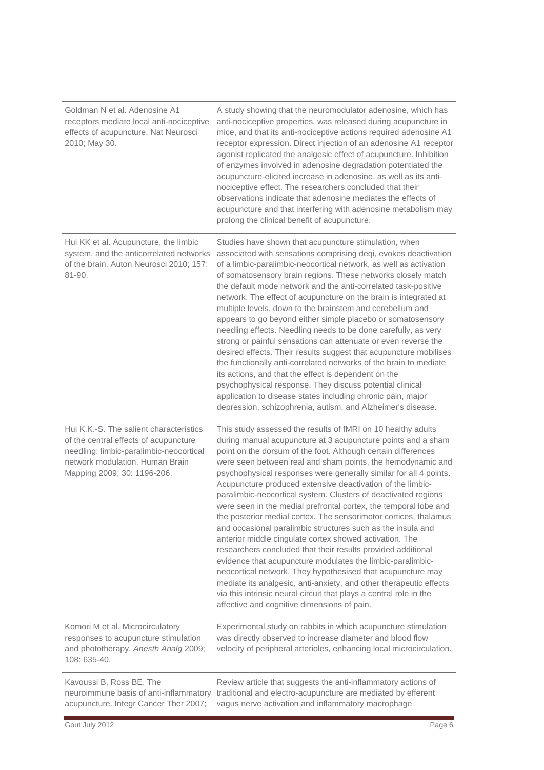| | |
|---|---|
| Goldman N et al. Adenosine A1 receptors mediate local anti-nociceptive effects of acupuncture. Nat Neurosci 2010; May 30. | A study showing that the neuromodulator adenosine, which has anti-nociceptive properties, was released during acupuncture in mice, and that its anti-nociceptive actions required adenosine A1 receptor expression. Direct injection of an adenosine A1 receptor agonist replicated the analgesic effect of acupuncture. Inhibition of enzymes involved in adenosine degradation potentiated the acupuncture-elicited increase in adenosine, as well as its anti-nociceptive effect. The researchers concluded that their observations indicate that adenosine mediates the effects of acupuncture and that interfering with adenosine metabolism may prolong the clinical benefit of acupuncture. |
| Hui KK et al. Acupuncture, the limbic system, and the anticorrelated networks of the brain. Auton Neurosci 2010; 157: 81-90. | Studies have shown that acupuncture stimulation, when associated with sensations comprising deqi, evokes deactivation of a limbic-paralimbic-neocortical network, as well as activation of somatosensory brain regions. These networks closely match the default mode network and the anti-correlated task-positive network. The effect of acupuncture on the brain is integrated at multiple levels, down to the brainstem and cerebellum and appears to go beyond either simple placebo or somatosensory needling effects. Needling needs to be done carefully, as very strong or painful sensations can attenuate or even reverse the desired effects. Their results suggest that acupuncture mobilises the functionally anti-correlated networks of the brain to mediate its actions, and that the effect is dependent on the psychophysical response. They discuss potential clinical application to disease states including chronic pain, major depression, schizophrenia, autism, and Alzheimer's disease. |
| Hui K.K.-S. The salient characteristics of the central effects of acupuncture needling: limbic-paralimbic-neocortical network modulation. Human Brain Mapping 2009; 30: 1196-206. | This study assessed the results of fMRI on 10 healthy adults during manual acupuncture at 3 acupuncture points and a sham point on the dorsum of the foot. Although certain differences were seen between real and sham points, the hemodynamic and psychophysical responses were generally similar for all 4 points. Acupuncture produced extensive deactivation of the limbic-paralimbic-neocortical system. Clusters of deactivated regions were seen in the medial prefrontal cortex, the temporal lobe and the posterior medial cortex. The sensorimotor cortices, thalamus and occasional paralimbic structures such as the insula and anterior middle cingulate cortex showed activation. The researchers concluded that their results provided additional evidence that acupuncture modulates the limbic-paralimbic-neocortical network. They hypothesised that acupuncture may mediate its analgesic, anti-anxiety, and other therapeutic effects via this intrinsic neural circuit that plays a central role in the affective and cognitive dimensions of pain. |
| Komori M et al. Microcirculatory responses to acupuncture stimulation and phototherapy. *Anesth Analg* 2009; 108: 635-40. | Experimental study on rabbits in which acupuncture stimulation was directly observed to increase diameter and blood flow velocity of peripheral arterioles, enhancing local microcirculation. |
| Kavoussi B, Ross BE. The neuroimmune basis of anti-inflammatory acupuncture. Integr Cancer Ther 2007; | Review article that suggests the anti-inflammatory actions of traditional and electro-acupuncture are mediated by efferent vagus nerve activation and inflammatory macrophage |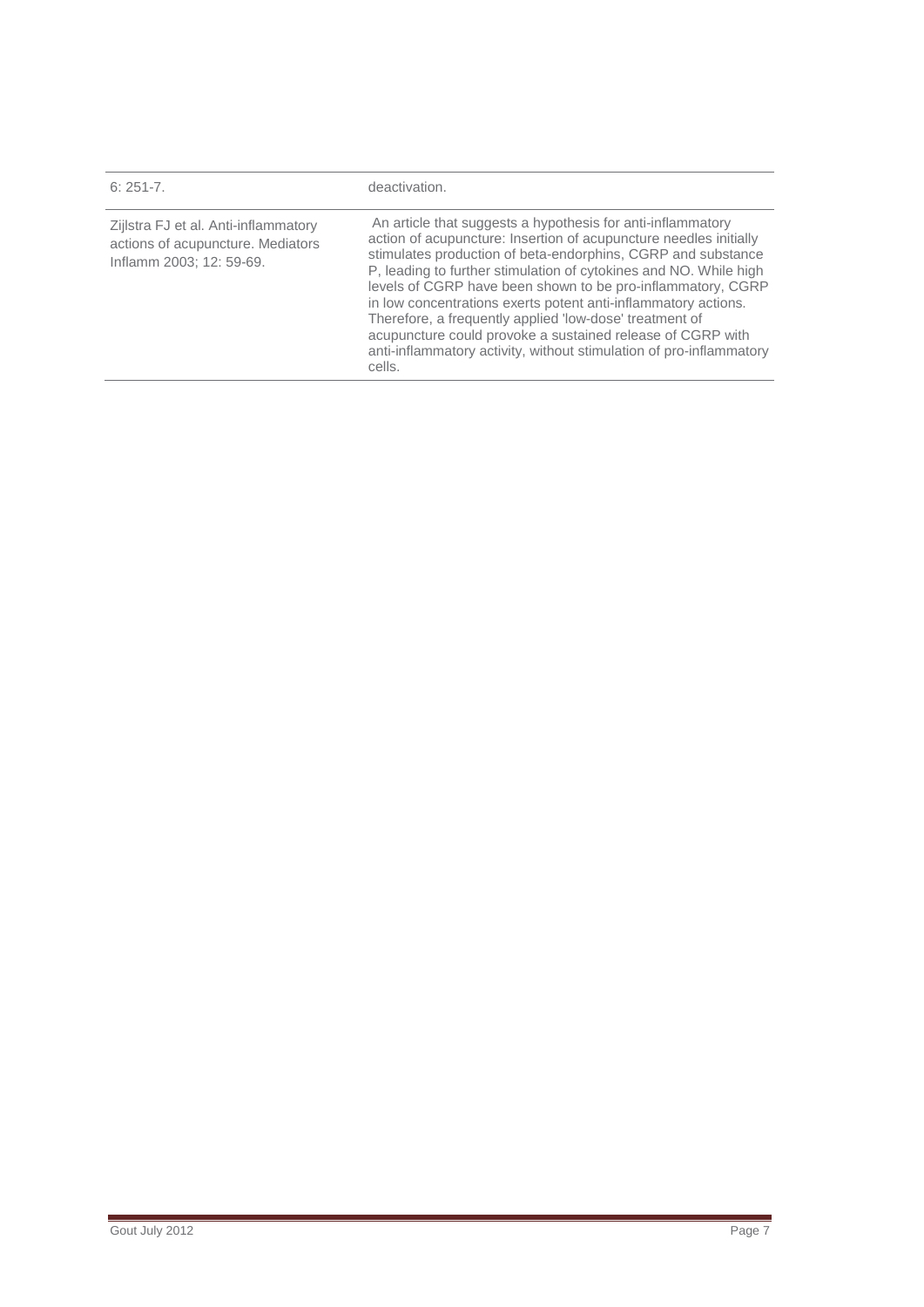| | |
|---|---|
| 6: 251-7. | deactivation. |
| Zijlstra FJ et al. Anti-inflammatory actions of acupuncture. Mediators Inflamm 2003; 12: 59-69. | An article that suggests a hypothesis for anti-inflammatory action of acupuncture: Insertion of acupuncture needles initially stimulates production of beta-endorphins, CGRP and substance P, leading to further stimulation of cytokines and NO. While high levels of CGRP have been shown to be pro-inflammatory, CGRP in low concentrations exerts potent anti-inflammatory actions. Therefore, a frequently applied 'low-dose' treatment of acupuncture could provoke a sustained release of CGRP with anti-inflammatory activity, without stimulation of pro-inflammatory cells. |